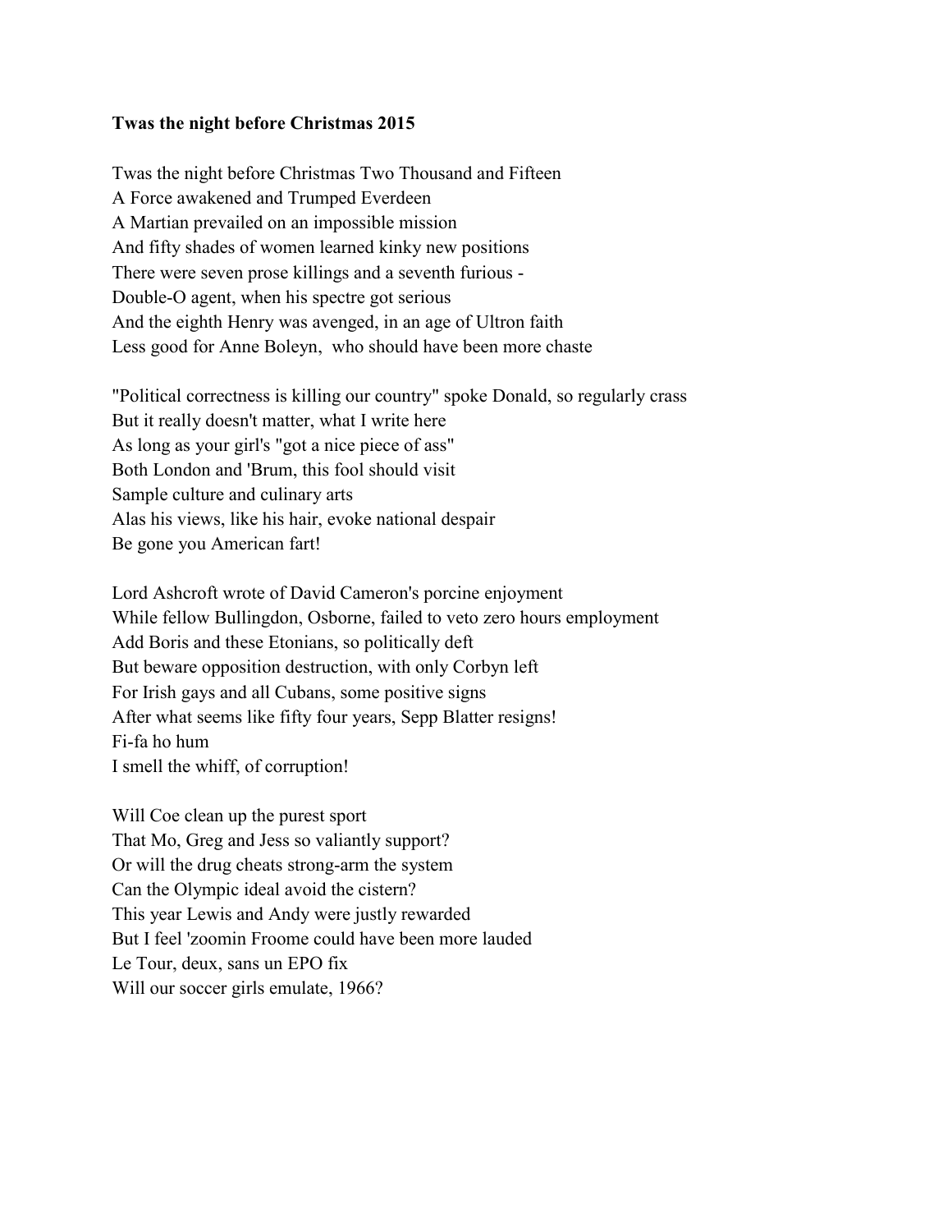**Twas the night before Christmas 2015**

Twas the night before Christmas Two Thousand and Fifteen  
A Force awakened and Trumped Everdeen  
A Martian prevailed on an impossible mission  
And fifty shades of women learned kinky new positions  
There were seven prose killings and a seventh furious -  
Double-O agent, when his spectre got serious  
And the eighth Henry was avenged, in an age of Ultron faith  
Less good for Anne Boleyn,  who should have been more chaste

"Political correctness is killing our country" spoke Donald, so regularly crass  
But it really doesn't matter, what I write here  
As long as your girl's "got a nice piece of ass"  
Both London and 'Brum, this fool should visit  
Sample culture and culinary arts  
Alas his views, like his hair, evoke national despair  
Be gone you American fart!

Lord Ashcroft wrote of David Cameron's porcine enjoyment  
While fellow Bullingdon, Osborne, failed to veto zero hours employment  
Add Boris and these Etonians, so politically deft  
But beware opposition destruction, with only Corbyn left  
For Irish gays and all Cubans, some positive signs  
After what seems like fifty four years, Sepp Blatter resigns!  
Fi-fa ho hum  
I smell the whiff, of corruption!

Will Coe clean up the purest sport  
That Mo, Greg and Jess so valiantly support?  
Or will the drug cheats strong-arm the system  
Can the Olympic ideal avoid the cistern?  
This year Lewis and Andy were justly rewarded  
But I feel 'zoomin Froome could have been more lauded  
Le Tour, deux, sans un EPO fix  
Will our soccer girls emulate, 1966?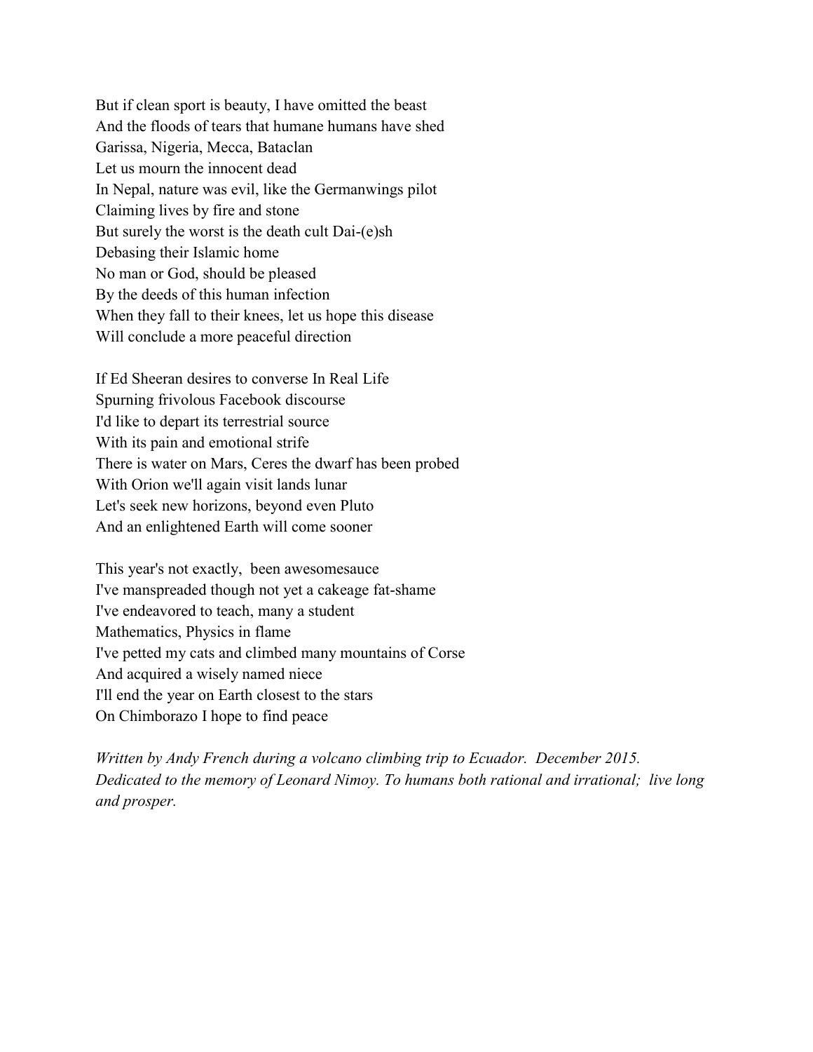But if clean sport is beauty, I have omitted the beast
And the floods of tears that humane humans have shed
Garissa, Nigeria, Mecca, Bataclan
Let us mourn the innocent dead
In Nepal, nature was evil, like the Germanwings pilot
Claiming lives by fire and stone
But surely the worst is the death cult Dai-(e)sh
Debasing their Islamic home
No man or God, should be pleased
By the deeds of this human infection
When they fall to their knees, let us hope this disease
Will conclude a more peaceful direction

If Ed Sheeran desires to converse In Real Life
Spurning frivolous Facebook discourse
I'd like to depart its terrestrial source
With its pain and emotional strife
There is water on Mars, Ceres the dwarf has been probed
With Orion we'll again visit lands lunar
Let's seek new horizons, beyond even Pluto
And an enlightened Earth will come sooner

This year's not exactly, been awesomesauce
I've manspreaded though not yet a cakeage fat-shame
I've endeavored to teach, many a student
Mathematics, Physics in flame
I've petted my cats and climbed many mountains of Corse
And acquired a wisely named niece
I'll end the year on Earth closest to the stars
On Chimborazo I hope to find peace

*Written by Andy French during a volcano climbing trip to Ecuador. December 2015. Dedicated to the memory of Leonard Nimoy. To humans both rational and irrational; live long and prosper.*